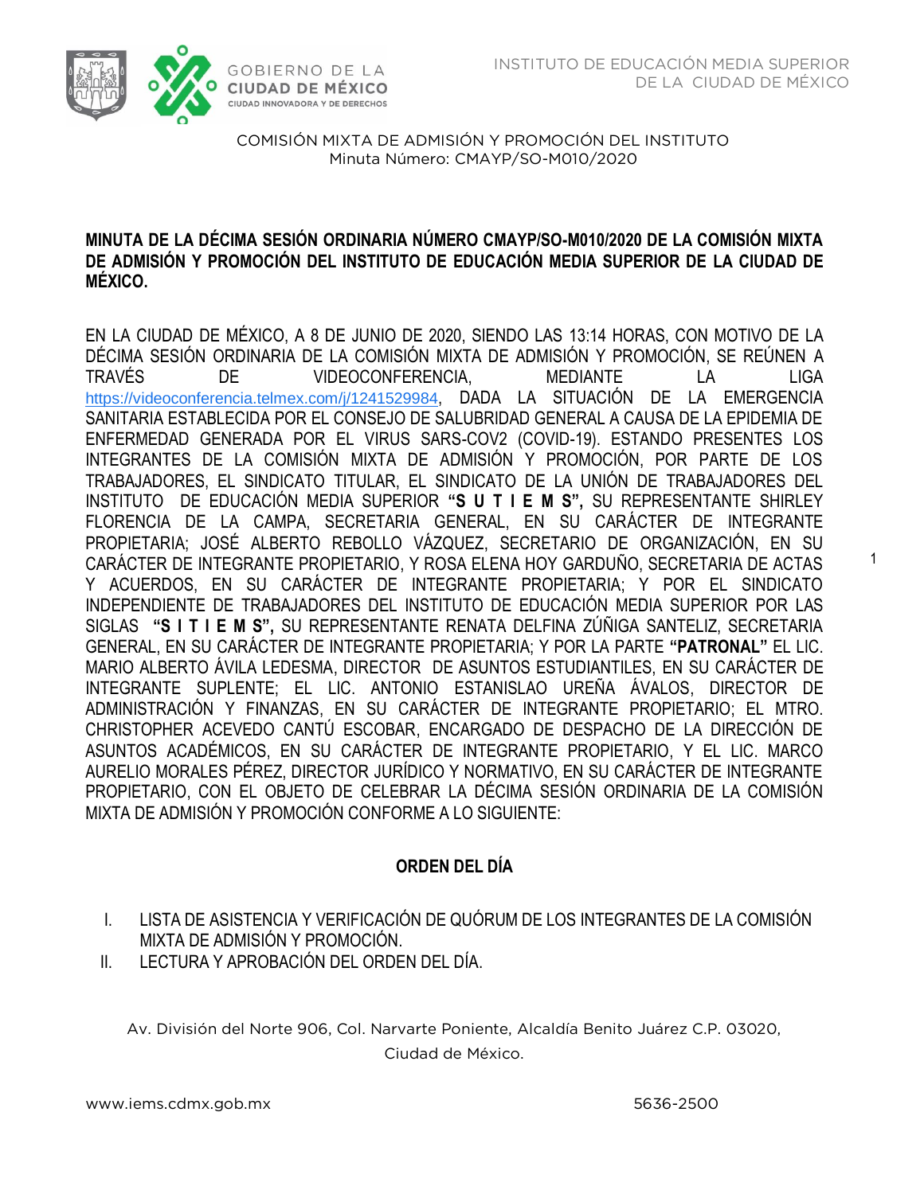COMISIÓN MIXTA DE ADMISIÓN Y PROMOCIÓN DEL INSTITUTO
Minuta Número: CMAYP/SO-M010/2020

**MINUTA DE LA DÉCIMA SESIÓN ORDINARIA NÚMERO CMAYP/SO-M010/2020 DE LA COMISIÓN MIXTA DE ADMISIÓN Y PROMOCIÓN DEL INSTITUTO DE EDUCACIÓN MEDIA SUPERIOR DE LA CIUDAD DE MÉXICO.**

EN LA CIUDAD DE MÉXICO, A 8 DE JUNIO DE 2020, SIENDO LAS 13:14 HORAS, CON MOTIVO DE LA DÉCIMA SESIÓN ORDINARIA DE LA COMISIÓN MIXTA DE ADMISIÓN Y PROMOCIÓN, SE REÚNEN A TRAVÉS DE VIDEOCONFERENCIA, MEDIANTE LA LIGA https://videoconferencia.telmex.com/j/1241529984, DADA LA SITUACIÓN DE LA EMERGENCIA SANITARIA ESTABLECIDA POR EL CONSEJO DE SALUBRIDAD GENERAL A CAUSA DE LA EPIDEMIA DE ENFERMEDAD GENERADA POR EL VIRUS SARS-COV2 (COVID-19). ESTANDO PRESENTES LOS INTEGRANTES DE LA COMISIÓN MIXTA DE ADMISIÓN Y PROMOCIÓN, POR PARTE DE LOS TRABAJADORES, EL SINDICATO TITULAR, EL SINDICATO DE LA UNIÓN DE TRABAJADORES DEL INSTITUTO DE EDUCACIÓN MEDIA SUPERIOR **"S U T I E M S",** SU REPRESENTANTE SHIRLEY FLORENCIA DE LA CAMPA, SECRETARIA GENERAL, EN SU CARÁCTER DE INTEGRANTE PROPIETARIA; JOSÉ ALBERTO REBOLLO VÁZQUEZ, SECRETARIO DE ORGANIZACIÓN, EN SU CARÁCTER DE INTEGRANTE PROPIETARIO, Y ROSA ELENA HOY GARDUÑO, SECRETARIA DE ACTAS Y ACUERDOS, EN SU CARÁCTER DE INTEGRANTE PROPIETARIA; Y POR EL SINDICATO INDEPENDIENTE DE TRABAJADORES DEL INSTITUTO DE EDUCACIÓN MEDIA SUPERIOR POR LAS SIGLAS **"S I T I E M S",** SU REPRESENTANTE RENATA DELFINA ZÚÑIGA SANTELIZ, SECRETARIA GENERAL, EN SU CARÁCTER DE INTEGRANTE PROPIETARIA; Y POR LA PARTE **"PATRONAL"** EL LIC. MARIO ALBERTO ÁVILA LEDESMA, DIRECTOR DE ASUNTOS ESTUDIANTILES, EN SU CARÁCTER DE INTEGRANTE SUPLENTE; EL LIC. ANTONIO ESTANISLAO UREÑA ÁVALOS, DIRECTOR DE ADMINISTRACIÓN Y FINANZAS, EN SU CARÁCTER DE INTEGRANTE PROPIETARIO; EL MTRO. CHRISTOPHER ACEVEDO CANTÚ ESCOBAR, ENCARGADO DE DESPACHO DE LA DIRECCIÓN DE ASUNTOS ACADÉMICOS, EN SU CARÁCTER DE INTEGRANTE PROPIETARIO, Y EL LIC. MARCO AURELIO MORALES PÉREZ, DIRECTOR JURÍDICO Y NORMATIVO, EN SU CARÁCTER DE INTEGRANTE PROPIETARIO, CON EL OBJETO DE CELEBRAR LA DÉCIMA SESIÓN ORDINARIA DE LA COMISIÓN MIXTA DE ADMISIÓN Y PROMOCIÓN CONFORME A LO SIGUIENTE:

## ORDEN DEL DÍA

I. LISTA DE ASISTENCIA Y VERIFICACIÓN DE QUÓRUM DE LOS INTEGRANTES DE LA COMISIÓN MIXTA DE ADMISIÓN Y PROMOCIÓN.
II. LECTURA Y APROBACIÓN DEL ORDEN DEL DÍA.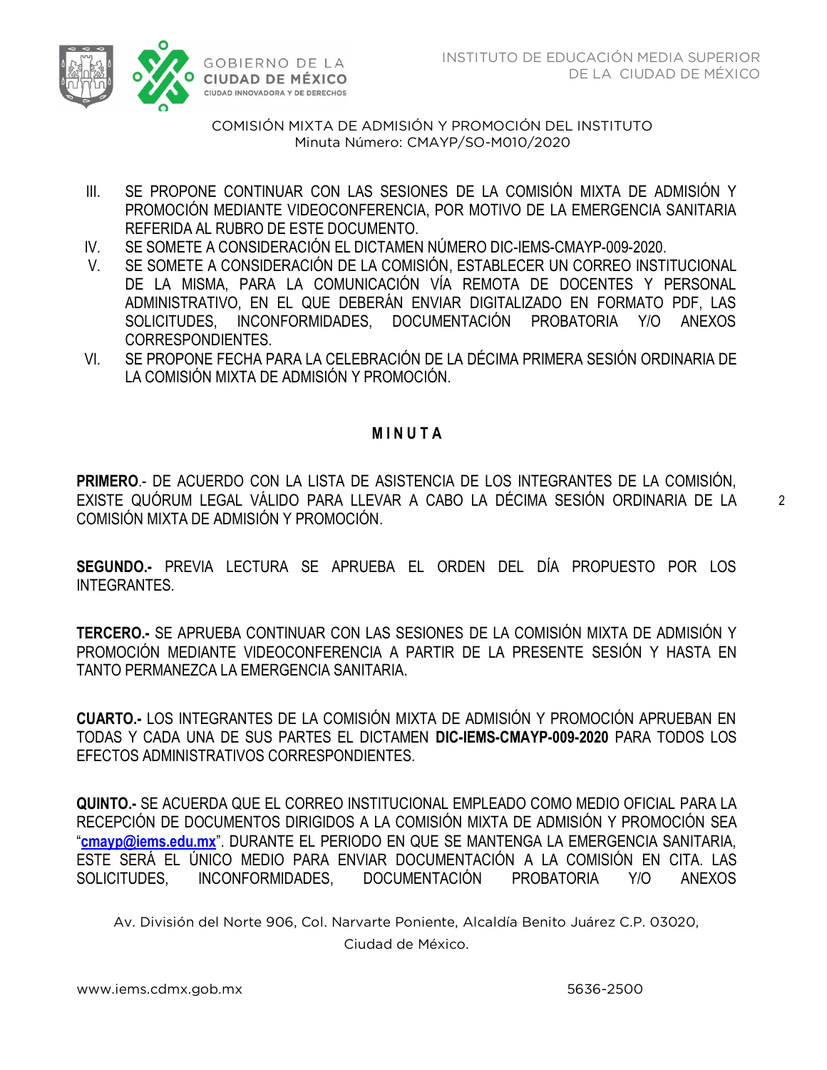III. SE PROPONE CONTINUAR CON LAS SESIONES DE LA COMISIÓN MIXTA DE ADMISIÓN Y PROMOCIÓN MEDIANTE VIDEOCONFERENCIA, POR MOTIVO DE LA EMERGENCIA SANITARIA REFERIDA AL RUBRO DE ESTE DOCUMENTO.

IV. SE SOMETE A CONSIDERACIÓN EL DICTAMEN NÚMERO DIC-IEMS-CMAYP-009-2020.

V. SE SOMETE A CONSIDERACIÓN DE LA COMISIÓN, ESTABLECER UN CORREO INSTITUCIONAL DE LA MISMA, PARA LA COMUNICACIÓN VÍA REMOTA DE DOCENTES Y PERSONAL ADMINISTRATIVO, EN EL QUE DEBERÁN ENVIAR DIGITALIZADO EN FORMATO PDF, LAS SOLICITUDES, INCONFORMIDADES, DOCUMENTACIÓN PROBATORIA Y/O ANEXOS CORRESPONDIENTES.

VI. SE PROPONE FECHA PARA LA CELEBRACIÓN DE LA DÉCIMA PRIMERA SESIÓN ORDINARIA DE LA COMISIÓN MIXTA DE ADMISIÓN Y PROMOCIÓN.

## M I N U T A

**PRIMERO**.- DE ACUERDO CON LA LISTA DE ASISTENCIA DE LOS INTEGRANTES DE LA COMISIÓN, EXISTE QUÓRUM LEGAL VÁLIDO PARA LLEVAR A CABO LA DÉCIMA SESIÓN ORDINARIA DE LA COMISIÓN MIXTA DE ADMISIÓN Y PROMOCIÓN.

**SEGUNDO.-** PREVIA LECTURA SE APRUEBA EL ORDEN DEL DÍA PROPUESTO POR LOS INTEGRANTES.

**TERCERO.-** SE APRUEBA CONTINUAR CON LAS SESIONES DE LA COMISIÓN MIXTA DE ADMISIÓN Y PROMOCIÓN MEDIANTE VIDEOCONFERENCIA A PARTIR DE LA PRESENTE SESIÓN Y HASTA EN TANTO PERMANEZCA LA EMERGENCIA SANITARIA.

**CUARTO.-** LOS INTEGRANTES DE LA COMISIÓN MIXTA DE ADMISIÓN Y PROMOCIÓN APRUEBAN EN TODAS Y CADA UNA DE SUS PARTES EL DICTAMEN **DIC-IEMS-CMAYP-009-2020** PARA TODOS LOS EFECTOS ADMINISTRATIVOS CORRESPONDIENTES.

**QUINTO.-** SE ACUERDA QUE EL CORREO INSTITUCIONAL EMPLEADO COMO MEDIO OFICIAL PARA LA RECEPCIÓN DE DOCUMENTOS DIRIGIDOS A LA COMISIÓN MIXTA DE ADMISIÓN Y PROMOCIÓN SEA "**cmayp@iems.edu.mx**". DURANTE EL PERIODO EN QUE SE MANTENGA LA EMERGENCIA SANITARIA, ESTE SERÁ EL ÚNICO MEDIO PARA ENVIAR DOCUMENTACIÓN A LA COMISIÓN EN CITA. LAS SOLICITUDES, INCONFORMIDADES, DOCUMENTACIÓN PROBATORIA Y/O ANEXOS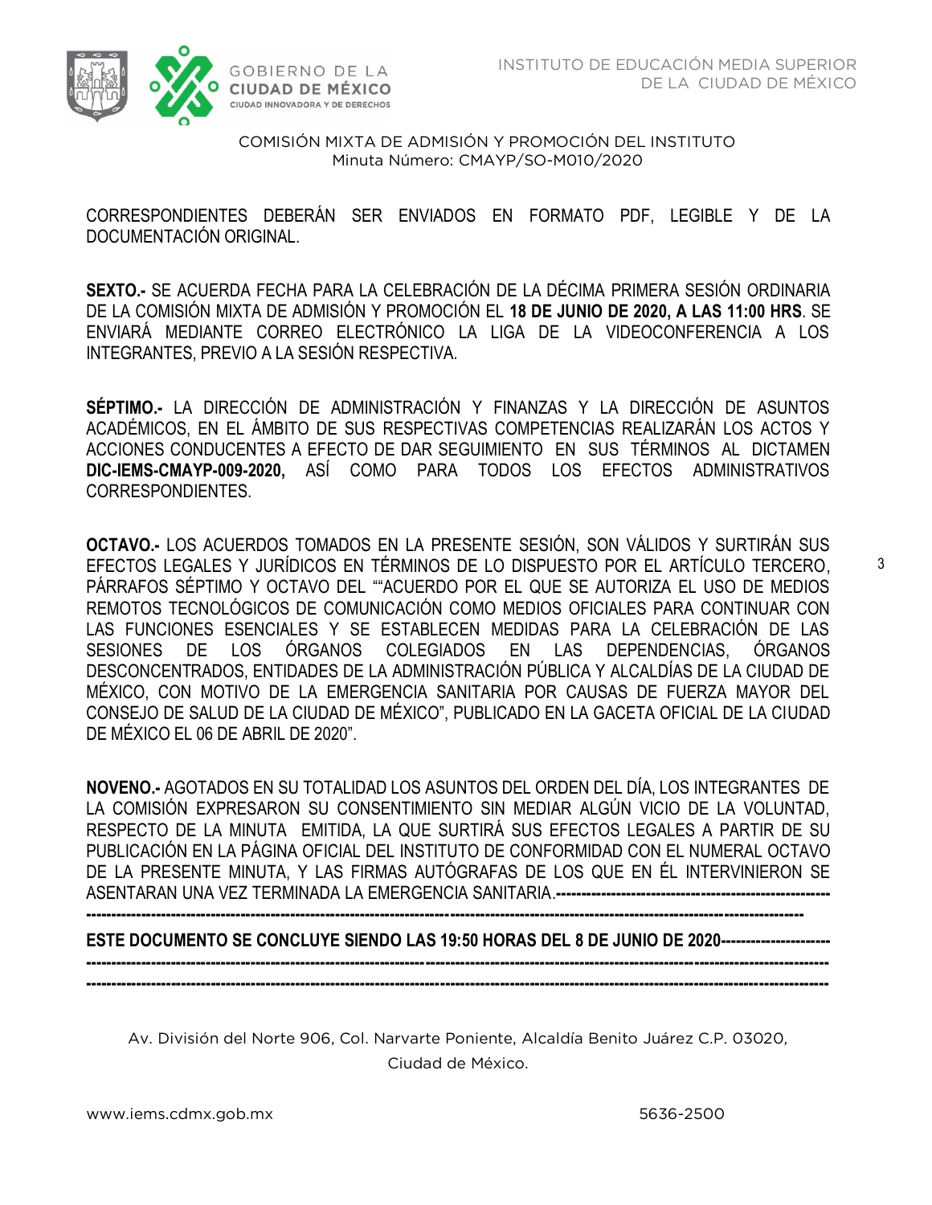CORRESPONDIENTES DEBERÁN SER ENVIADOS EN FORMATO PDF, LEGIBLE Y DE LA DOCUMENTACIÓN ORIGINAL.

**SEXTO.-** SE ACUERDA FECHA PARA LA CELEBRACIÓN DE LA DÉCIMA PRIMERA SESIÓN ORDINARIA DE LA COMISIÓN MIXTA DE ADMISIÓN Y PROMOCIÓN EL **18 DE JUNIO DE 2020, A LAS 11:00 HRS**. SE ENVIARÁ MEDIANTE CORREO ELECTRÓNICO LA LIGA DE LA VIDEOCONFERENCIA A LOS INTEGRANTES, PREVIO A LA SESIÓN RESPECTIVA.

**SÉPTIMO.-** LA DIRECCIÓN DE ADMINISTRACIÓN Y FINANZAS Y LA DIRECCIÓN DE ASUNTOS ACADÉMICOS, EN EL ÁMBITO DE SUS RESPECTIVAS COMPETENCIAS REALIZARÁN LOS ACTOS Y ACCIONES CONDUCENTES A EFECTO DE DAR SEGUIMIENTO EN SUS TÉRMINOS AL DICTAMEN **DIC-IEMS-CMAYP-009-2020,** ASÍ COMO PARA TODOS LOS EFECTOS ADMINISTRATIVOS CORRESPONDIENTES.

**OCTAVO.-** LOS ACUERDOS TOMADOS EN LA PRESENTE SESIÓN, SON VÁLIDOS Y SURTIRÁN SUS EFECTOS LEGALES Y JURÍDICOS EN TÉRMINOS DE LO DISPUESTO POR EL ARTÍCULO TERCERO, PÁRRAFOS SÉPTIMO Y OCTAVO DEL ""ACUERDO POR EL QUE SE AUTORIZA EL USO DE MEDIOS REMOTOS TECNOLÓGICOS DE COMUNICACIÓN COMO MEDIOS OFICIALES PARA CONTINUAR CON LAS FUNCIONES ESENCIALES Y SE ESTABLECEN MEDIDAS PARA LA CELEBRACIÓN DE LAS SESIONES DE LOS ÓRGANOS COLEGIADOS EN LAS DEPENDENCIAS, ÓRGANOS DESCONCENTRADOS, ENTIDADES DE LA ADMINISTRACIÓN PÚBLICA Y ALCALDÍAS DE LA CIUDAD DE MÉXICO, CON MOTIVO DE LA EMERGENCIA SANITARIA POR CAUSAS DE FUERZA MAYOR DEL CONSEJO DE SALUD DE LA CIUDAD DE MÉXICO", PUBLICADO EN LA GACETA OFICIAL DE LA CIUDAD DE MÉXICO EL 06 DE ABRIL DE 2020".

**NOVENO.-** AGOTADOS EN SU TOTALIDAD LOS ASUNTOS DEL ORDEN DEL DÍA, LOS INTEGRANTES DE LA COMISIÓN EXPRESARON SU CONSENTIMIENTO SIN MEDIAR ALGÚN VICIO DE LA VOLUNTAD, RESPECTO DE LA MINUTA EMITIDA, LA QUE SURTIRÁ SUS EFECTOS LEGALES A PARTIR DE SU PUBLICACIÓN EN LA PÁGINA OFICIAL DEL INSTITUTO DE CONFORMIDAD CON EL NUMERAL OCTAVO DE LA PRESENTE MINUTA, Y LAS FIRMAS AUTÓGRAFAS DE LOS QUE EN ÉL INTERVINIERON SE ASENTARAN UNA VEZ TERMINADA LA EMERGENCIA SANITARIA.------------------------------------------------------
----------------------------------------------------------------------------------------------------------------------------------------

**ESTE DOCUMENTO SE CONCLUYE SIENDO LAS 19:50 HORAS DEL 8 DE JUNIO DE 2020---------------------**
----------------------------------------------------------------------------------------------------------------------------------------
----------------------------------------------------------------------------------------------------------------------------------------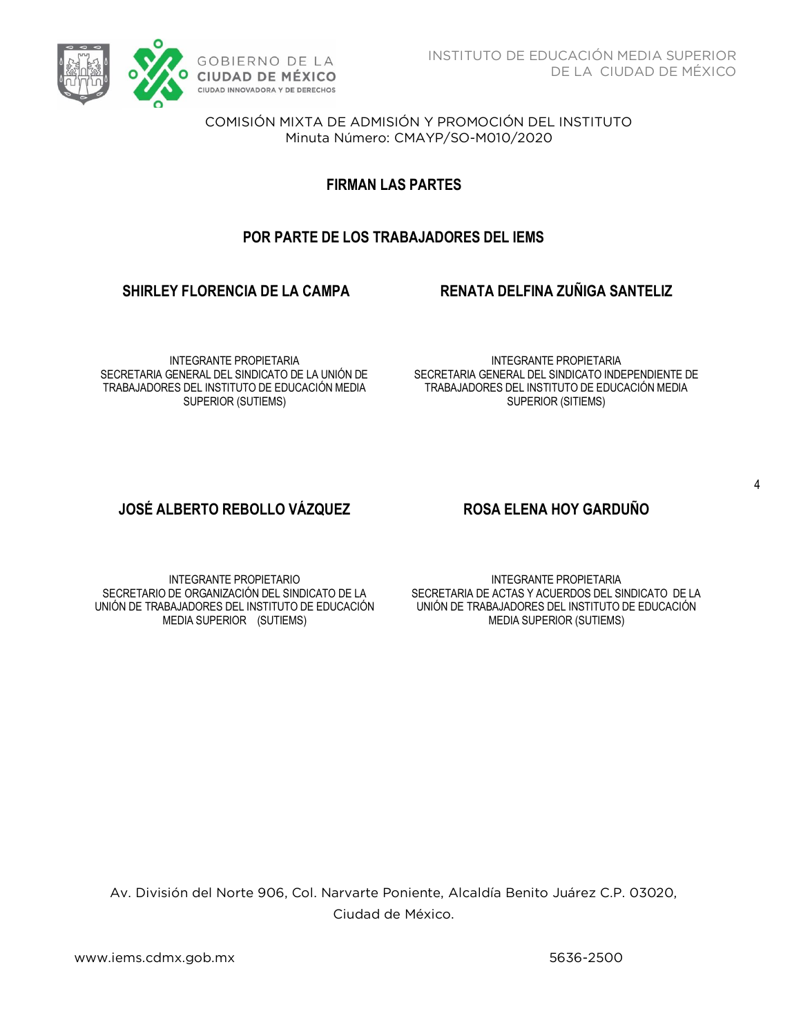COMISIÓN MIXTA DE ADMISIÓN Y PROMOCIÓN DEL INSTITUTO
Minuta Número: CMAYP/SO-M010/2020

## FIRMAN LAS PARTES

## POR PARTE DE LOS TRABAJADORES DEL IEMS

**SHIRLEY FLORENCIA DE LA CAMPA**

INTEGRANTE PROPIETARIA
SECRETARIA GENERAL DEL SINDICATO DE LA UNIÓN DE TRABAJADORES DEL INSTITUTO DE EDUCACIÓN MEDIA SUPERIOR (SUTIEMS)

**RENATA DELFINA ZUÑIGA SANTELIZ**

INTEGRANTE PROPIETARIA
SECRETARIA GENERAL DEL SINDICATO INDEPENDIENTE DE TRABAJADORES DEL INSTITUTO DE EDUCACIÓN MEDIA SUPERIOR (SITIEMS)

**JOSÉ ALBERTO REBOLLO VÁZQUEZ**

INTEGRANTE PROPIETARIO
SECRETARIO DE ORGANIZACIÓN DEL SINDICATO DE LA UNIÓN DE TRABAJADORES DEL INSTITUTO DE EDUCACIÓN MEDIA SUPERIOR (SUTIEMS)

**ROSA ELENA HOY GARDUÑO**

INTEGRANTE PROPIETARIA
SECRETARIA DE ACTAS Y ACUERDOS DEL SINDICATO DE LA UNIÓN DE TRABAJADORES DEL INSTITUTO DE EDUCACIÓN MEDIA SUPERIOR (SUTIEMS)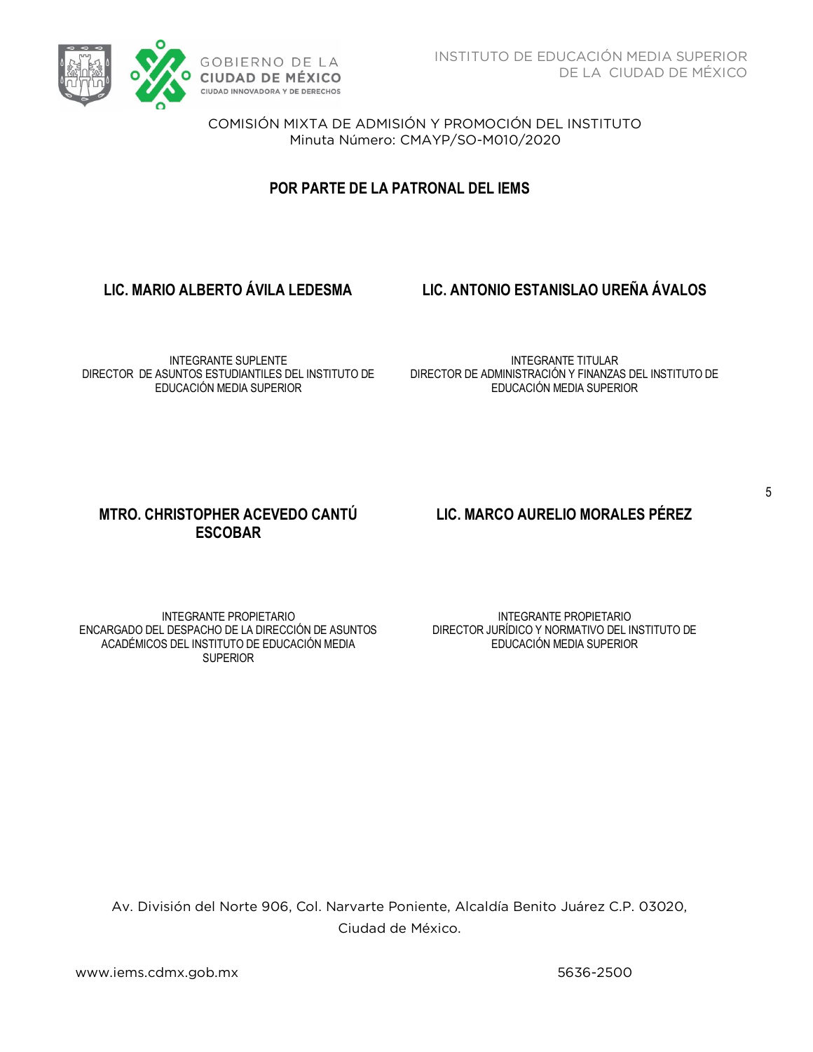COMISIÓN MIXTA DE ADMISIÓN Y PROMOCIÓN DEL INSTITUTO
Minuta Número: CMAYP/SO-M010/2020

**POR PARTE DE LA PATRONAL DEL IEMS**

**LIC. MARIO ALBERTO ÁVILA LEDESMA**

INTEGRANTE SUPLENTE
DIRECTOR DE ASUNTOS ESTUDIANTILES DEL INSTITUTO DE EDUCACIÓN MEDIA SUPERIOR

**LIC. ANTONIO ESTANISLAO UREÑA ÁVALOS**

INTEGRANTE TITULAR
DIRECTOR DE ADMINISTRACIÓN Y FINANZAS DEL INSTITUTO DE EDUCACIÓN MEDIA SUPERIOR

**MTRO. CHRISTOPHER ACEVEDO CANTÚ ESCOBAR**

INTEGRANTE PROPIETARIO
ENCARGADO DEL DESPACHO DE LA DIRECCIÓN DE ASUNTOS ACADÉMICOS DEL INSTITUTO DE EDUCACIÓN MEDIA SUPERIOR

**LIC. MARCO AURELIO MORALES PÉREZ**

INTEGRANTE PROPIETARIO
DIRECTOR JURÍDICO Y NORMATIVO DEL INSTITUTO DE EDUCACIÓN MEDIA SUPERIOR